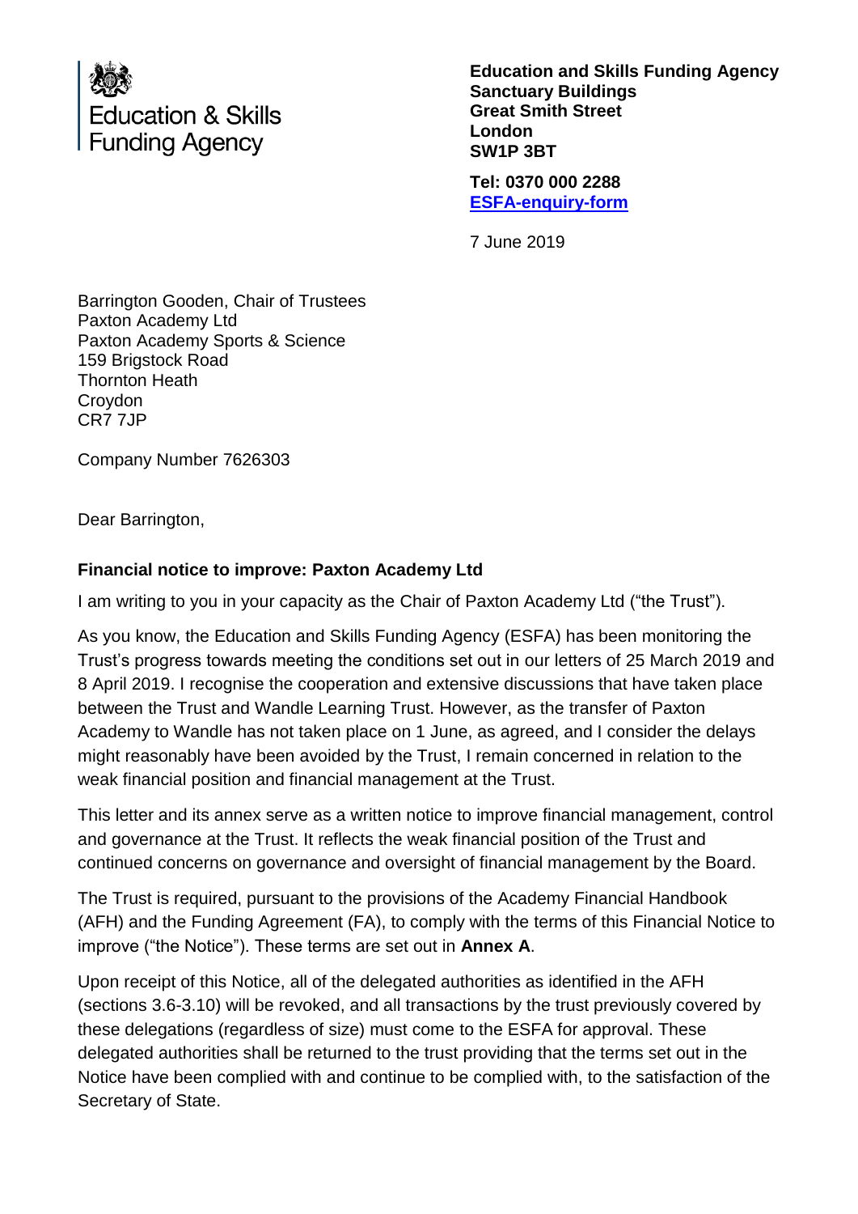Education & Skills Funding Agency

**Education and Skills Funding Agency**
**Sanctuary Buildings**
**Great Smith Street**
**London**
**SW1P 3BT**

**Tel: 0370 000 2288**
**ESFA-enquiry-form**

7 June 2019

Barrington Gooden, Chair of Trustees
Paxton Academy Ltd
Paxton Academy Sports & Science
159 Brigstock Road
Thornton Heath
Croydon
CR7 7JP

Company Number 7626303

Dear Barrington,

**Financial notice to improve: Paxton Academy Ltd**

I am writing to you in your capacity as the Chair of Paxton Academy Ltd ("the Trust").

As you know, the Education and Skills Funding Agency (ESFA) has been monitoring the Trust's progress towards meeting the conditions set out in our letters of 25 March 2019 and 8 April 2019. I recognise the cooperation and extensive discussions that have taken place between the Trust and Wandle Learning Trust. However, as the transfer of Paxton Academy to Wandle has not taken place on 1 June, as agreed, and I consider the delays might reasonably have been avoided by the Trust, I remain concerned in relation to the weak financial position and financial management at the Trust.

This letter and its annex serve as a written notice to improve financial management, control and governance at the Trust. It reflects the weak financial position of the Trust and continued concerns on governance and oversight of financial management by the Board.

The Trust is required, pursuant to the provisions of the Academy Financial Handbook (AFH) and the Funding Agreement (FA), to comply with the terms of this Financial Notice to improve ("the Notice"). These terms are set out in **Annex A**.

Upon receipt of this Notice, all of the delegated authorities as identified in the AFH (sections 3.6-3.10) will be revoked, and all transactions by the trust previously covered by these delegations (regardless of size) must come to the ESFA for approval. These delegated authorities shall be returned to the trust providing that the terms set out in the Notice have been complied with and continue to be complied with, to the satisfaction of the Secretary of State.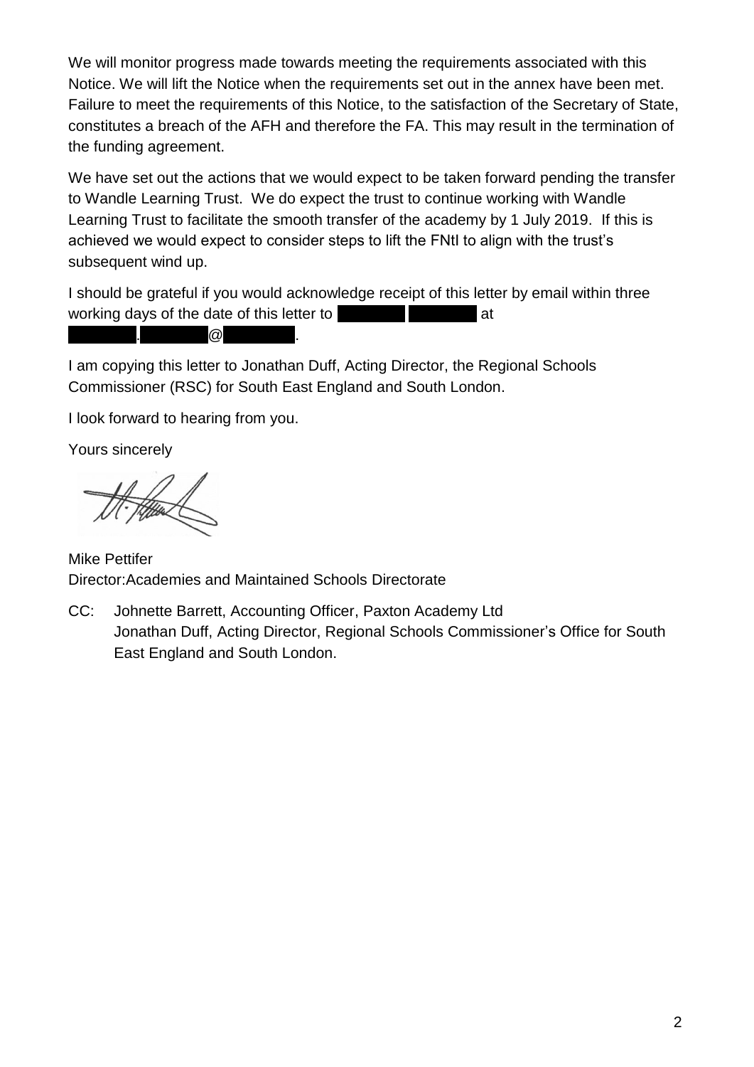We will monitor progress made towards meeting the requirements associated with this Notice. We will lift the Notice when the requirements set out in the annex have been met. Failure to meet the requirements of this Notice, to the satisfaction of the Secretary of State, constitutes a breach of the AFH and therefore the FA. This may result in the termination of the funding agreement.

We have set out the actions that we would expect to be taken forward pending the transfer to Wandle Learning Trust. We do expect the trust to continue working with Wandle Learning Trust to facilitate the smooth transfer of the academy by 1 July 2019. If this is achieved we would expect to consider steps to lift the FNtI to align with the trust's subsequent wind up.

I should be grateful if you would acknowledge receipt of this letter by email within three working days of the date of this letter to [redacted] at [redacted].[redacted]@[redacted].

I am copying this letter to Jonathan Duff, Acting Director, the Regional Schools Commissioner (RSC) for South East England and South London.

I look forward to hearing from you.

Yours sincerely

Mike Pettifer
Director:Academies and Maintained Schools Directorate

CC: Johnette Barrett, Accounting Officer, Paxton Academy Ltd
Jonathan Duff, Acting Director, Regional Schools Commissioner's Office for South East England and South London.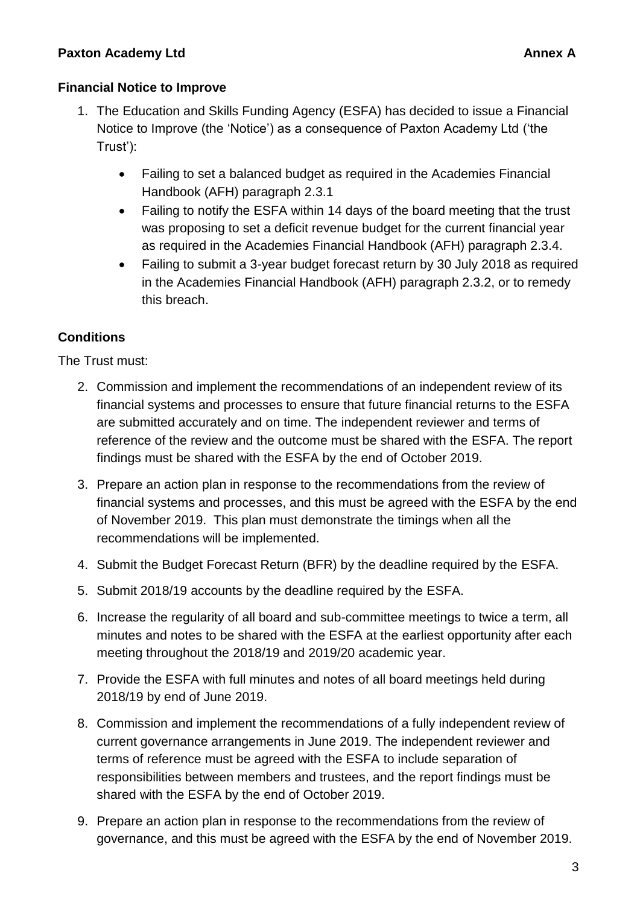**Paxton Academy Ltd** **Annex A**

**Financial Notice to Improve**

1. The Education and Skills Funding Agency (ESFA) has decided to issue a Financial Notice to Improve (the 'Notice') as a consequence of Paxton Academy Ltd ('the Trust'):

   - Failing to set a balanced budget as required in the Academies Financial Handbook (AFH) paragraph 2.3.1
   - Failing to notify the ESFA within 14 days of the board meeting that the trust was proposing to set a deficit revenue budget for the current financial year as required in the Academies Financial Handbook (AFH) paragraph 2.3.4.
   - Failing to submit a 3-year budget forecast return by 30 July 2018 as required in the Academies Financial Handbook (AFH) paragraph 2.3.2, or to remedy this breach.

**Conditions**

The Trust must:

2. Commission and implement the recommendations of an independent review of its financial systems and processes to ensure that future financial returns to the ESFA are submitted accurately and on time. The independent reviewer and terms of reference of the review and the outcome must be shared with the ESFA. The report findings must be shared with the ESFA by the end of October 2019.

3. Prepare an action plan in response to the recommendations from the review of financial systems and processes, and this must be agreed with the ESFA by the end of November 2019. This plan must demonstrate the timings when all the recommendations will be implemented.

4. Submit the Budget Forecast Return (BFR) by the deadline required by the ESFA.

5. Submit 2018/19 accounts by the deadline required by the ESFA.

6. Increase the regularity of all board and sub-committee meetings to twice a term, all minutes and notes to be shared with the ESFA at the earliest opportunity after each meeting throughout the 2018/19 and 2019/20 academic year.

7. Provide the ESFA with full minutes and notes of all board meetings held during 2018/19 by end of June 2019.

8. Commission and implement the recommendations of a fully independent review of current governance arrangements in June 2019. The independent reviewer and terms of reference must be agreed with the ESFA to include separation of responsibilities between members and trustees, and the report findings must be shared with the ESFA by the end of October 2019.

9. Prepare an action plan in response to the recommendations from the review of governance, and this must be agreed with the ESFA by the end of November 2019.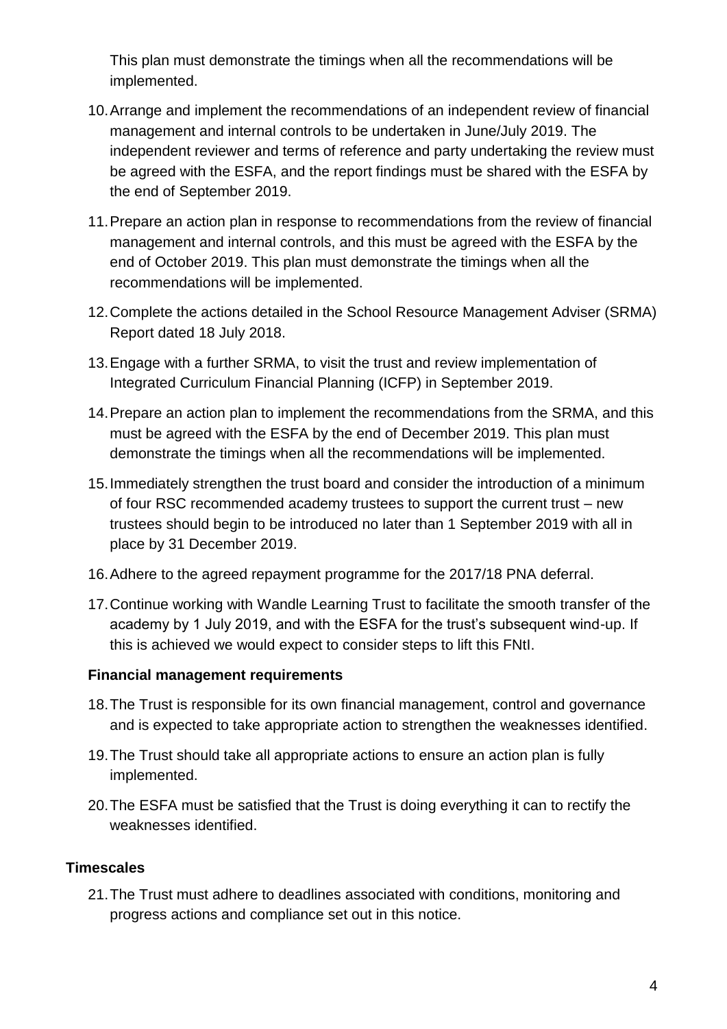This plan must demonstrate the timings when all the recommendations will be implemented.

10. Arrange and implement the recommendations of an independent review of financial management and internal controls to be undertaken in June/July 2019. The independent reviewer and terms of reference and party undertaking the review must be agreed with the ESFA, and the report findings must be shared with the ESFA by the end of September 2019.
11. Prepare an action plan in response to recommendations from the review of financial management and internal controls, and this must be agreed with the ESFA by the end of October 2019. This plan must demonstrate the timings when all the recommendations will be implemented.
12. Complete the actions detailed in the School Resource Management Adviser (SRMA) Report dated 18 July 2018.
13. Engage with a further SRMA, to visit the trust and review implementation of Integrated Curriculum Financial Planning (ICFP) in September 2019.
14. Prepare an action plan to implement the recommendations from the SRMA, and this must be agreed with the ESFA by the end of December 2019. This plan must demonstrate the timings when all the recommendations will be implemented.
15. Immediately strengthen the trust board and consider the introduction of a minimum of four RSC recommended academy trustees to support the current trust – new trustees should begin to be introduced no later than 1 September 2019 with all in place by 31 December 2019.
16. Adhere to the agreed repayment programme for the 2017/18 PNA deferral.
17. Continue working with Wandle Learning Trust to facilitate the smooth transfer of the academy by 1 July 2019, and with the ESFA for the trust's subsequent wind-up. If this is achieved we would expect to consider steps to lift this FNtI.

**Financial management requirements**

18. The Trust is responsible for its own financial management, control and governance and is expected to take appropriate action to strengthen the weaknesses identified.
19. The Trust should take all appropriate actions to ensure an action plan is fully implemented.
20. The ESFA must be satisfied that the Trust is doing everything it can to rectify the weaknesses identified.

**Timescales**

21. The Trust must adhere to deadlines associated with conditions, monitoring and progress actions and compliance set out in this notice.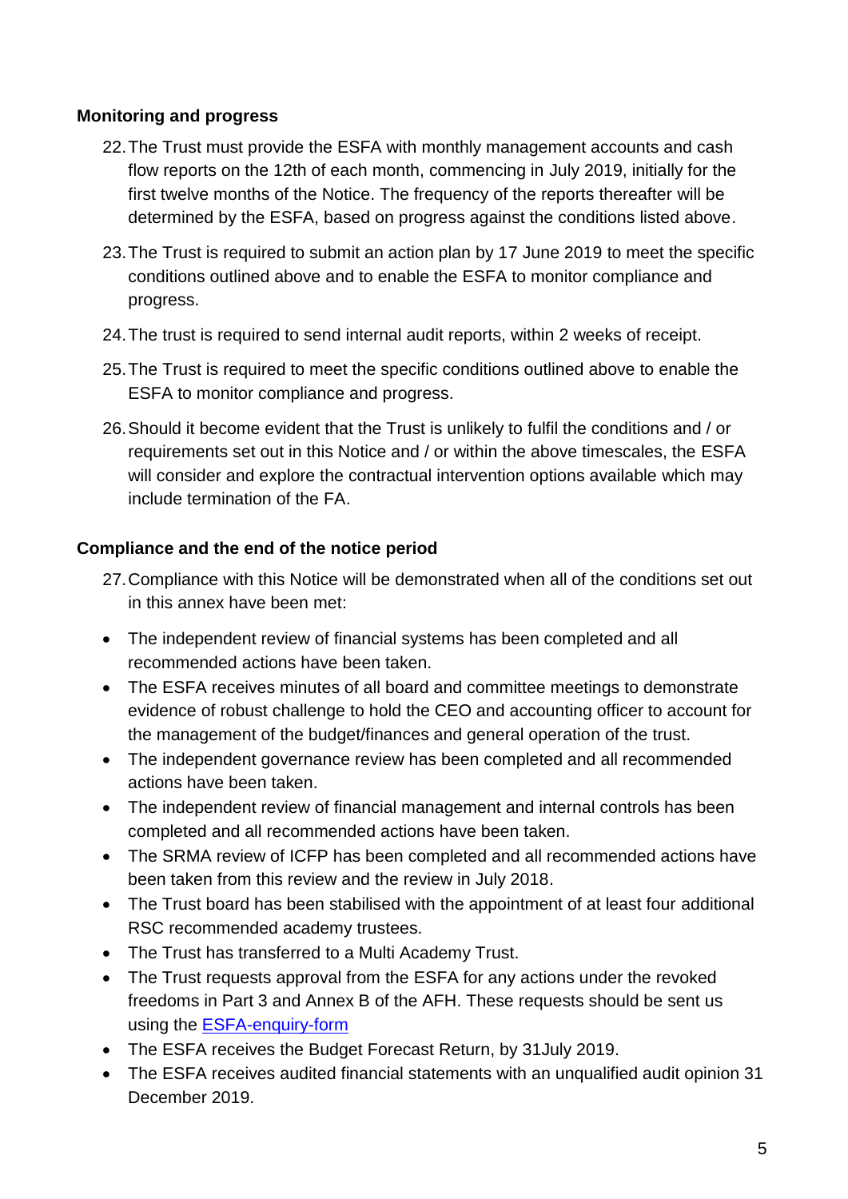**Monitoring and progress**

22. The Trust must provide the ESFA with monthly management accounts and cash flow reports on the 12th of each month, commencing in July 2019, initially for the first twelve months of the Notice. The frequency of the reports thereafter will be determined by the ESFA, based on progress against the conditions listed above.
23. The Trust is required to submit an action plan by 17 June 2019 to meet the specific conditions outlined above and to enable the ESFA to monitor compliance and progress.
24. The trust is required to send internal audit reports, within 2 weeks of receipt.
25. The Trust is required to meet the specific conditions outlined above to enable the ESFA to monitor compliance and progress.
26. Should it become evident that the Trust is unlikely to fulfil the conditions and / or requirements set out in this Notice and / or within the above timescales, the ESFA will consider and explore the contractual intervention options available which may include termination of the FA.

**Compliance and the end of the notice period**

27. Compliance with this Notice will be demonstrated when all of the conditions set out in this annex have been met:

- The independent review of financial systems has been completed and all recommended actions have been taken.
- The ESFA receives minutes of all board and committee meetings to demonstrate evidence of robust challenge to hold the CEO and accounting officer to account for the management of the budget/finances and general operation of the trust.
- The independent governance review has been completed and all recommended actions have been taken.
- The independent review of financial management and internal controls has been completed and all recommended actions have been taken.
- The SRMA review of ICFP has been completed and all recommended actions have been taken from this review and the review in July 2018.
- The Trust board has been stabilised with the appointment of at least four additional RSC recommended academy trustees.
- The Trust has transferred to a Multi Academy Trust.
- The Trust requests approval from the ESFA for any actions under the revoked freedoms in Part 3 and Annex B of the AFH. These requests should be sent us using the [ESFA-enquiry-form]
- The ESFA receives the Budget Forecast Return, by 31July 2019.
- The ESFA receives audited financial statements with an unqualified audit opinion 31 December 2019.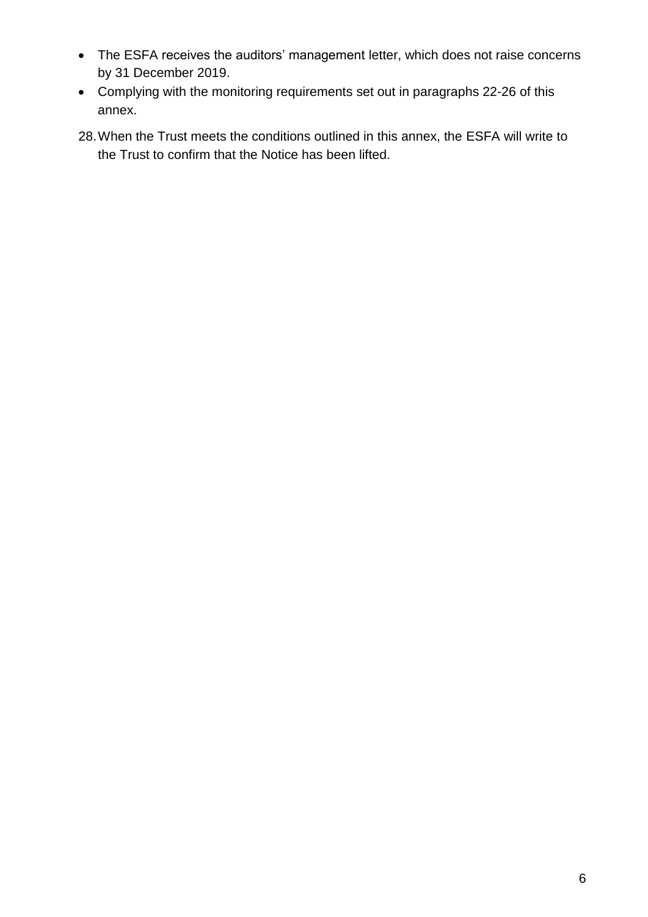- The ESFA receives the auditors' management letter, which does not raise concerns by 31 December 2019.
- Complying with the monitoring requirements set out in paragraphs 22-26 of this annex.

28. When the Trust meets the conditions outlined in this annex, the ESFA will write to the Trust to confirm that the Notice has been lifted.